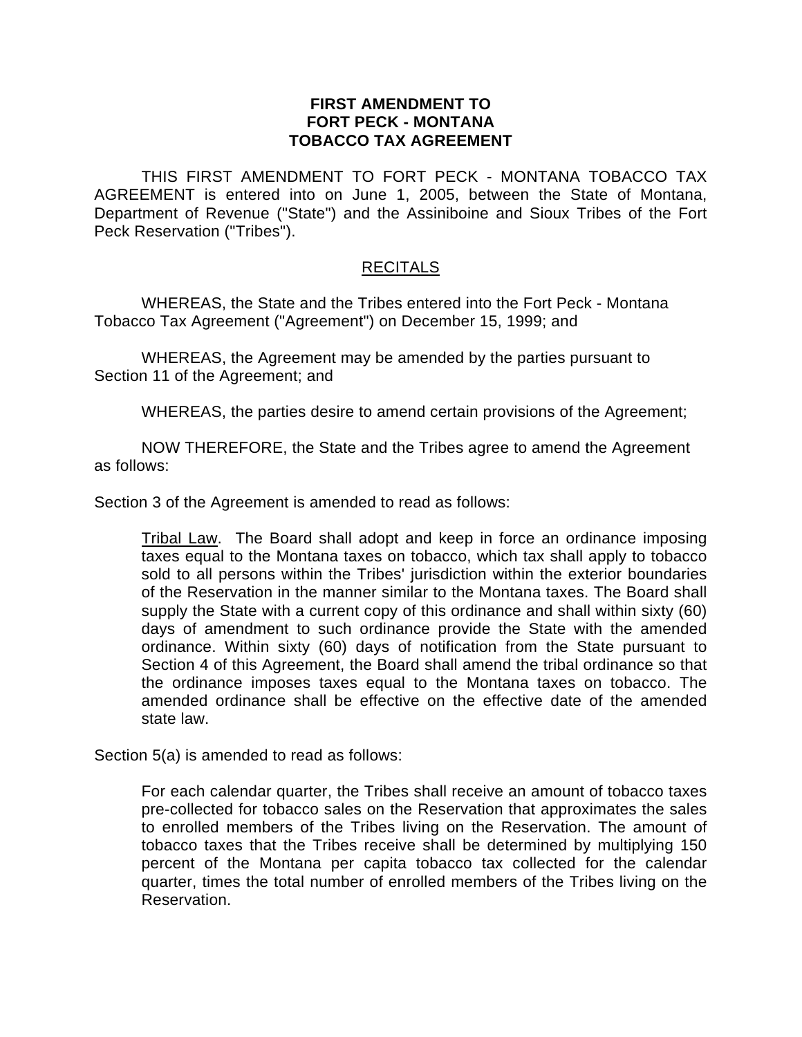# FIRST AMENDMENT TO FORT PECK - MONTANA TOBACCO TAX AGREEMENT

THIS FIRST AMENDMENT TO FORT PECK - MONTANA TOBACCO TAX AGREEMENT is entered into on June 1, 2005, between the State of Montana, Department of Revenue ("State") and the Assiniboine and Sioux Tribes of the Fort Peck Reservation ("Tribes").

## RECITALS

WHEREAS, the State and the Tribes entered into the Fort Peck - Montana Tobacco Tax Agreement ("Agreement") on December 15, 1999; and

WHEREAS, the Agreement may be amended by the parties pursuant to Section 11 of the Agreement; and

WHEREAS, the parties desire to amend certain provisions of the Agreement;

NOW THEREFORE, the State and the Tribes agree to amend the Agreement as follows:

Section 3 of the Agreement is amended to read as follows:

> Tribal Law. The Board shall adopt and keep in force an ordinance imposing taxes equal to the Montana taxes on tobacco, which tax shall apply to tobacco sold to all persons within the Tribes' jurisdiction within the exterior boundaries of the Reservation in the manner similar to the Montana taxes. The Board shall supply the State with a current copy of this ordinance and shall within sixty (60) days of amendment to such ordinance provide the State with the amended ordinance. Within sixty (60) days of notification from the State pursuant to Section 4 of this Agreement, the Board shall amend the tribal ordinance so that the ordinance imposes taxes equal to the Montana taxes on tobacco. The amended ordinance shall be effective on the effective date of the amended state law.

Section 5(a) is amended to read as follows:

> For each calendar quarter, the Tribes shall receive an amount of tobacco taxes pre-collected for tobacco sales on the Reservation that approximates the sales to enrolled members of the Tribes living on the Reservation. The amount of tobacco taxes that the Tribes receive shall be determined by multiplying 150 percent of the Montana per capita tobacco tax collected for the calendar quarter, times the total number of enrolled members of the Tribes living on the Reservation.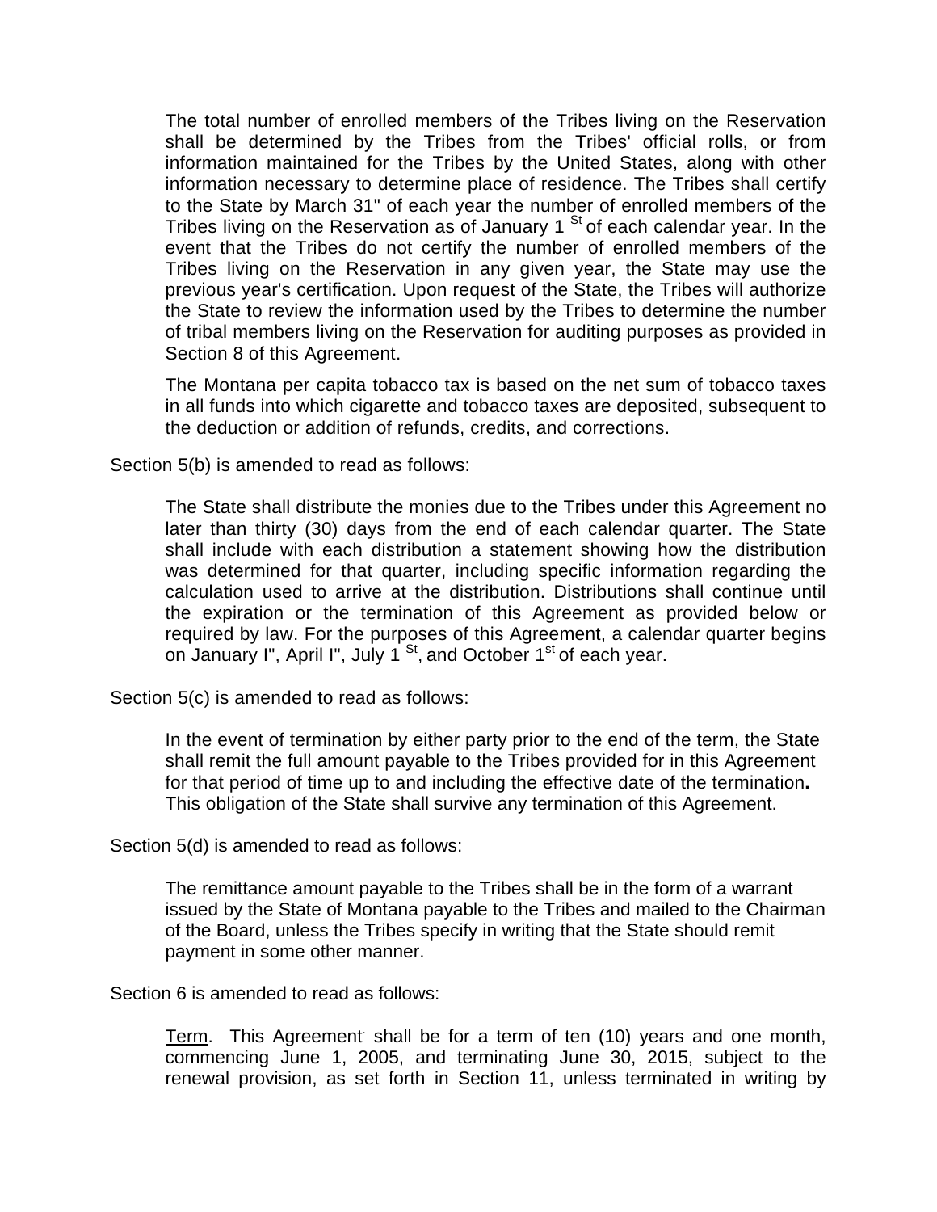The total number of enrolled members of the Tribes living on the Reservation shall be determined by the Tribes from the Tribes' official rolls, or from information maintained for the Tribes by the United States, along with other information necessary to determine place of residence. The Tribes shall certify to the State by March 31" of each year the number of enrolled members of the Tribes living on the Reservation as of January 1 St of each calendar year. In the event that the Tribes do not certify the number of enrolled members of the Tribes living on the Reservation in any given year, the State may use the previous year's certification. Upon request of the State, the Tribes will authorize the State to review the information used by the Tribes to determine the number of tribal members living on the Reservation for auditing purposes as provided in Section 8 of this Agreement.

The Montana per capita tobacco tax is based on the net sum of tobacco taxes in all funds into which cigarette and tobacco taxes are deposited, subsequent to the deduction or addition of refunds, credits, and corrections.

Section 5(b) is amended to read as follows:

The State shall distribute the monies due to the Tribes under this Agreement no later than thirty (30) days from the end of each calendar quarter. The State shall include with each distribution a statement showing how the distribution was determined for that quarter, including specific information regarding the calculation used to arrive at the distribution. Distributions shall continue until the expiration or the termination of this Agreement as provided below or required by law. For the purposes of this Agreement, a calendar quarter begins on January I", April I", July 1 St, and October 1st of each year.

Section 5(c) is amended to read as follows:

In the event of termination by either party prior to the end of the term, the State shall remit the full amount payable to the Tribes provided for in this Agreement for that period of time up to and including the effective date of the termination**.** This obligation of the State shall survive any termination of this Agreement.

Section 5(d) is amended to read as follows:

The remittance amount payable to the Tribes shall be in the form of a warrant issued by the State of Montana payable to the Tribes and mailed to the Chairman of the Board, unless the Tribes specify in writing that the State should remit payment in some other manner.

Section 6 is amended to read as follows:

Term. This Agreement shall be for a term of ten (10) years and one month, commencing June 1, 2005, and terminating June 30, 2015, subject to the renewal provision, as set forth in Section 11, unless terminated in writing by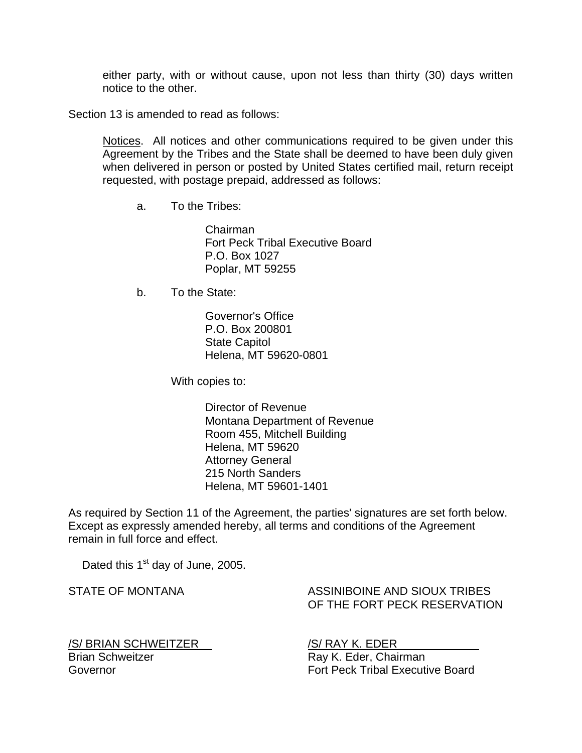either party, with or without cause, upon not less than thirty (30) days written notice to the other.

Section 13 is amended to read as follows:

Notices. All notices and other communications required to be given under this Agreement by the Tribes and the State shall be deemed to have been duly given when delivered in person or posted by United States certified mail, return receipt requested, with postage prepaid, addressed as follows:

a. To the Tribes:

Chairman  
Fort Peck Tribal Executive Board  
P.O. Box 1027  
Poplar, MT 59255

b. To the State:

Governor's Office  
P.O. Box 200801  
State Capitol  
Helena, MT 59620-0801

With copies to:

Director of Revenue  
Montana Department of Revenue  
Room 455, Mitchell Building  
Helena, MT 59620  
Attorney General  
215 North Sanders  
Helena, MT 59601-1401

As required by Section 11 of the Agreement, the parties' signatures are set forth below. Except as expressly amended hereby, all terms and conditions of the Agreement remain in full force and effect.

Dated this 1st day of June, 2005.

STATE OF MONTANA

/S/ BRIAN SCHWEITZER  
Brian Schweitzer  
Governor

ASSINIBOINE AND SIOUX TRIBES OF THE FORT PECK RESERVATION

/S/ RAY K. EDER  
Ray K. Eder, Chairman  
Fort Peck Tribal Executive Board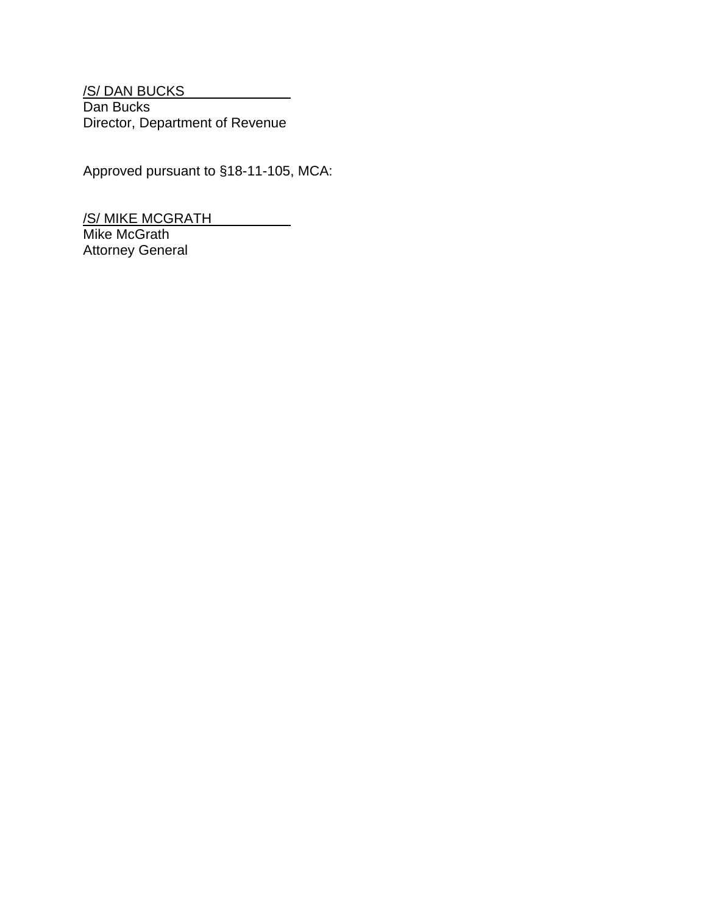/S/ DAN BUCKS
Dan Bucks
Director, Department of Revenue

Approved pursuant to §18-11-105, MCA:

/S/ MIKE MCGRATH
Mike McGrath
Attorney General